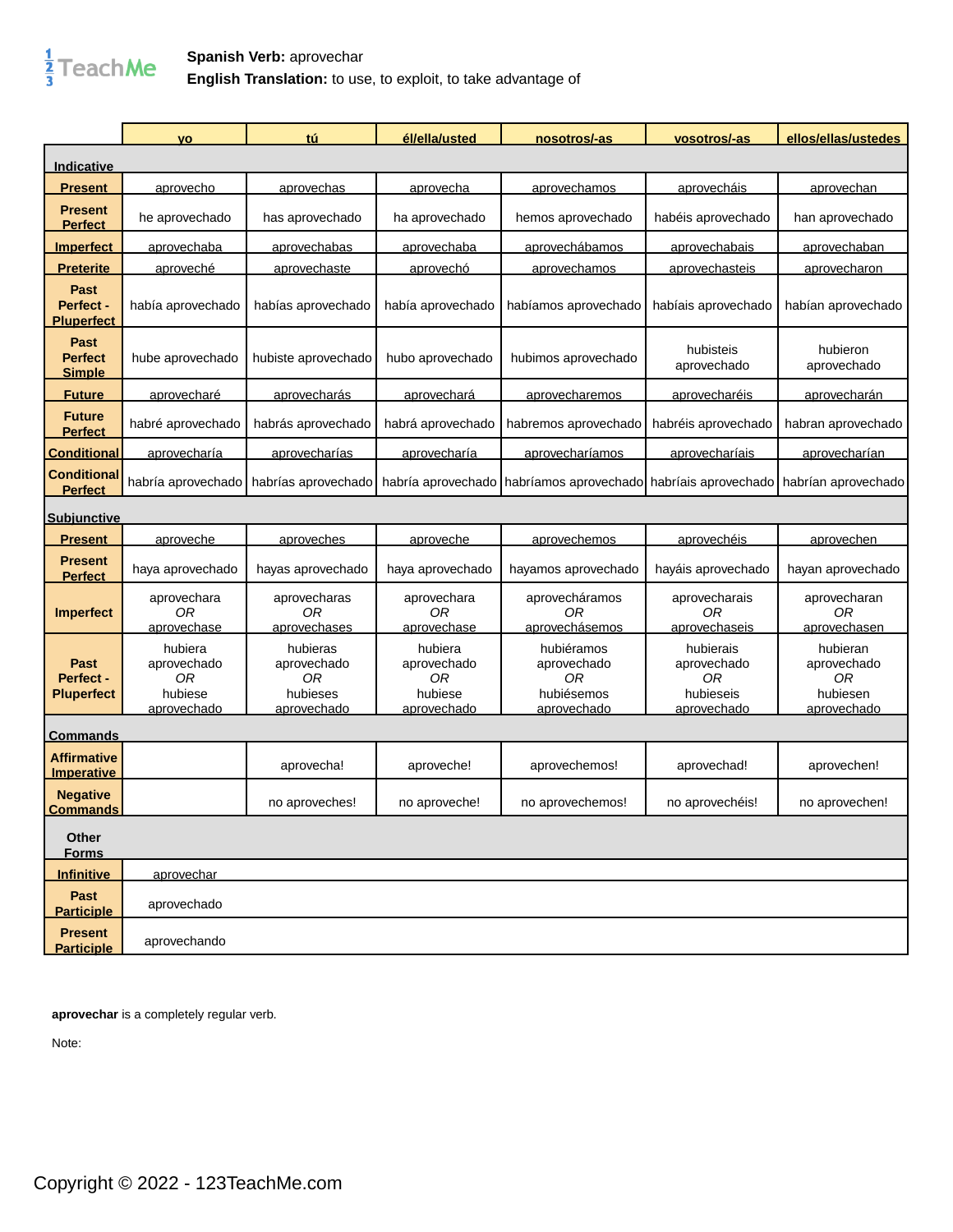**Spanish Verb:** aprovechar
**English Translation:** to use, to exploit, to take advantage of

| | yo | tú | él/ella/usted | nosotros/-as | vosotros/-as | ellos/ellas/ustedes |
|---|---|---|---|---|---|---|
| **Indicative** | | | | | | |
| **Present** | aprovecho | aprovechas | aprovecha | aprovechamos | aprovecháis | aprovechan |
| **Present Perfect** | he aprovechado | has aprovechado | ha aprovechado | hemos aprovechado | habéis aprovechado | han aprovechado |
| **Imperfect** | aprovechaba | aprovechabas | aprovechaba | aprovechábamos | aprovechabais | aprovechaban |
| **Preterite** | aproveché | aprovechaste | aprovechó | aprovechamos | aprovechasteis | aprovecharon |
| **Past Perfect - Pluperfect** | había aprovechado | habías aprovechado | había aprovechado | habíamos aprovechado | habíais aprovechado | habían aprovechado |
| **Past Perfect Simple** | hube aprovechado | hubiste aprovechado | hubo aprovechado | hubimos aprovechado | hubisteis aprovechado | hubieron aprovechado |
| **Future** | aprovecharé | aprovecharás | aprovechará | aprovecharemos | aprovecharéis | aprovecharán |
| **Future Perfect** | habré aprovechado | habrás aprovechado | habrá aprovechado | habremos aprovechado | habréis aprovechado | habran aprovechado |
| **Conditional** | aprovecharía | aprovecharías | aprovecharía | aprovecharíamos | aprovecharíais | aprovecharían |
| **Conditional Perfect** | habría aprovechado | habrías aprovechado | habría aprovechado | habríamos aprovechado | habríais aprovechado | habrían aprovechado |
| **Subjunctive** | | | | | | |
| **Present** | aproveche | aproveches | aproveche | aprovechemos | aprovechéis | aprovechen |
| **Present Perfect** | haya aprovechado | hayas aprovechado | haya aprovechado | hayamos aprovechado | hayáis aprovechado | hayan aprovechado |
| **Imperfect** | aprovechara *OR* aprovechase | aprovecharas *OR* aprovechases | aprovechara *OR* aprovechase | aprovecháramos *OR* aprovechásemos | aprovecharais *OR* aprovechaseis | aprovecharan *OR* aprovechasen |
| **Past Perfect - Pluperfect** | hubiera aprovechado *OR* hubiese aprovechado | hubieras aprovechado *OR* hubieses aprovechado | hubiera aprovechado *OR* hubiese aprovechado | hubiéramos aprovechado *OR* hubiésemos aprovechado | hubierais aprovechado *OR* hubieseis aprovechado | hubieran aprovechado *OR* hubiesen aprovechado |
| **Commands** | | | | | | |
| **Affirmative Imperative** | | aprovecha! | aproveche! | aprovechemos! | aprovechad! | aprovechen! |
| **Negative Commands** | | no aproveches! | no aproveche! | no aprovechemos! | no aprovechéis! | no aprovechen! |
| **Other Forms** | | | | | | |
| **Infinitive** | aprovechar | | | | | |
| **Past Participle** | aprovechado | | | | | |
| **Present Participle** | aprovechando | | | | | |

**aprovechar** is a completely regular verb.

Note:

Copyright © 2022 - 123TeachMe.com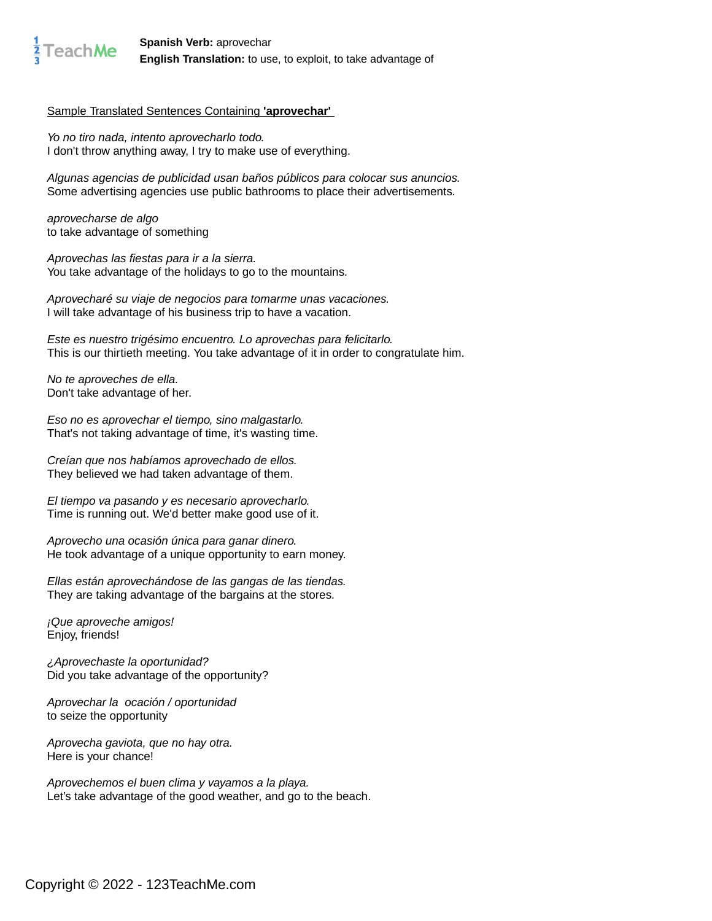**Spanish Verb:** aprovechar
**English Translation:** to use, to exploit, to take advantage of

Sample Translated Sentences Containing **'aprovechar'**

*Yo no tiro nada, intento aprovecharlo todo.*
I don't throw anything away, I try to make use of everything.

*Algunas agencias de publicidad usan baños públicos para colocar sus anuncios.*
Some advertising agencies use public bathrooms to place their advertisements.

*aprovecharse de algo*
to take advantage of something

*Aprovechas las fiestas para ir a la sierra.*
You take advantage of the holidays to go to the mountains.

*Aprovecharé su viaje de negocios para tomarme unas vacaciones.*
I will take advantage of his business trip to have a vacation.

*Este es nuestro trigésimo encuentro. Lo aprovechas para felicitarlo.*
This is our thirtieth meeting. You take advantage of it in order to congratulate him.

*No te aproveches de ella.*
Don't take advantage of her.

*Eso no es aprovechar el tiempo, sino malgastarlo.*
That's not taking advantage of time, it's wasting time.

*Creían que nos habíamos aprovechado de ellos.*
They believed we had taken advantage of them.

*El tiempo va pasando y es necesario aprovecharlo.*
Time is running out. We'd better make good use of it.

*Aprovecho una ocasión única para ganar dinero.*
He took advantage of a unique opportunity to earn money.

*Ellas están aprovechándose de las gangas de las tiendas.*
They are taking advantage of the bargains at the stores.

*¡Que aproveche amigos!*
Enjoy, friends!

*¿Aprovechaste la oportunidad?*
Did you take advantage of the opportunity?

*Aprovechar la ocación / oportunidad*
to seize the opportunity

*Aprovecha gaviota, que no hay otra.*
Here is your chance!

*Aprovechemos el buen clima y vayamos a la playa.*
Let's take advantage of the good weather, and go to the beach.

Copyright © 2022 - 123TeachMe.com